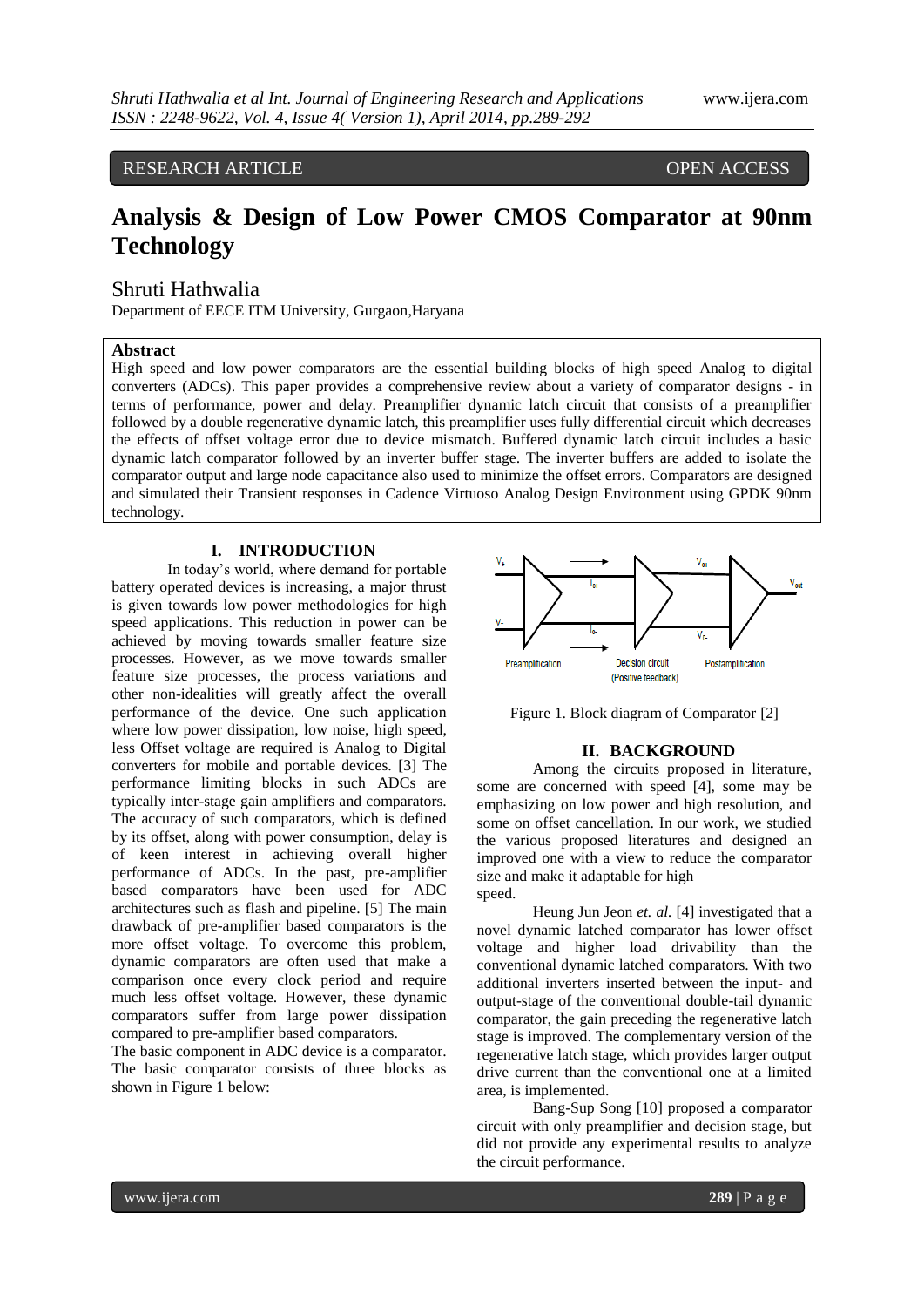RESEARCH ARTICLE OPEN ACCESS

# Analysis & Design of Low Power CMOS Comparator at 90nm Technology

Shruti Hathwalia

Department of EECE ITM University, Gurgaon,Haryana

## Abstract

High speed and low power comparators are the essential building blocks of high speed Analog to digital converters (ADCs). This paper provides a comprehensive review about a variety of comparator designs - in terms of performance, power and delay. Preamplifier dynamic latch circuit that consists of a preamplifier followed by a double regenerative dynamic latch, this preamplifier uses fully differential circuit which decreases the effects of offset voltage error due to device mismatch. Buffered dynamic latch circuit includes a basic dynamic latch comparator followed by an inverter buffer stage. The inverter buffers are added to isolate the comparator output and large node capacitance also used to minimize the offset errors. Comparators are designed and simulated their Transient responses in Cadence Virtuoso Analog Design Environment using GPDK 90nm technology.

## I. INTRODUCTION

In today's world, where demand for portable battery operated devices is increasing, a major thrust is given towards low power methodologies for high speed applications. This reduction in power can be achieved by moving towards smaller feature size processes. However, as we move towards smaller feature size processes, the process variations and other non-idealities will greatly affect the overall performance of the device. One such application where low power dissipation, low noise, high speed, less Offset voltage are required is Analog to Digital converters for mobile and portable devices. [3] The performance limiting blocks in such ADCs are typically inter-stage gain amplifiers and comparators. The accuracy of such comparators, which is defined by its offset, delay along with power consumption, delay is of keen interest in achieving overall higher performance of ADCs. In the past, pre-amplifier based comparators have been used for ADC architectures such as flash and pipeline. [5] The main drawback of pre-amplifier based comparators is the more offset voltage. To overcome this problem, dynamic comparators are often used that make a comparison once every clock period and require much less offset voltage. However, these dynamic comparators suffer from large power dissipation compared to pre-amplifier based comparators.

The basic component in ADC device is a comparator. The basic comparator consists of three blocks as shown in Figure 1 below:

Figure 1. Block diagram of Comparator [2]

## II. BACKGROUND

Among the circuits proposed in literature, some are concerned with speed [4], some may be emphasizing on low power and high resolution, and some on offset cancellation. In our work, we studied the various proposed literatures and designed an improved one with a view to reduce the comparator size and make it adaptable for high speed.

Heung Jun Jeon *et. al.* [4] investigated that a novel dynamic latched comparator has lower offset voltage and higher load drivability than the conventional dynamic latched comparators. With two additional inverters inserted between the input- and output-stage of the conventional double-tail dynamic comparator, the gain preceding the regenerative latch stage is improved. The complementary version of the regenerative latch stage, which provides larger output drive current than the conventional one at a limited area, is implemented.

Bang-Sup Song [10] proposed a comparator circuit with only preamplifier and decision stage, but did not provide any experimental results to analyze the circuit performance.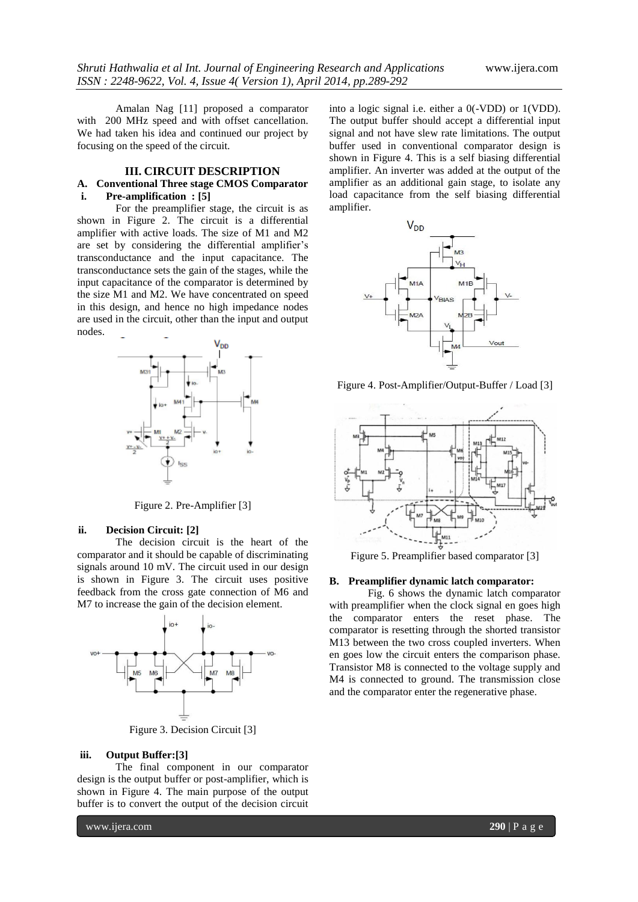Amalan Nag [11] proposed a comparator with 200 MHz speed and with offset cancellation. We had taken his idea and continued our project by focusing on the speed of the circuit.

## III. CIRCUIT DESCRIPTION

### A. Conventional Three stage CMOS Comparator

#### i. Pre-amplification : [5]

For the preamplifier stage, the circuit is as shown in Figure 2. The circuit is a differential amplifier with active loads. The size of M1 and M2 are set by considering the differential amplifier's transconductance and the input capacitance. The transconductance sets the gain of the stages, while the input capacitance of the comparator is determined by the size M1 and M2. We have concentrated on speed in this design, and hence no high impedance nodes are used in the circuit, other than the input and output nodes.

Figure 2. Pre-Amplifier [3]

#### ii. Decision Circuit: [2]

The decision circuit is the heart of the comparator and it should be capable of discriminating signals around 10 mV. The circuit used in our design is shown in Figure 3. The circuit uses positive feedback from the cross gate connection of M6 and M7 to increase the gain of the decision element.

Figure 3. Decision Circuit [3]

#### iii. Output Buffer:[3]

The final component in our comparator design is the output buffer or post-amplifier, which is shown in Figure 4. The main purpose of the output buffer is to convert the output of the decision circuit into a logic signal i.e. either a 0(-VDD) or 1(VDD). The output buffer should accept a differential input signal and not have slew rate limitations. The output buffer used in conventional comparator design is shown in Figure 4. This is a self biasing differential amplifier. An inverter was added at the output of the amplifier as an additional gain stage, to isolate any load capacitance from the self biasing differential amplifier.

Figure 4. Post-Amplifier/Output-Buffer / Load [3]

Figure 5. Preamplifier based comparator [3]

### B. Preamplifier dynamic latch comparator:

Fig. 6 shows the dynamic latch comparator with preamplifier when the clock signal en goes high the comparator enters the reset phase. The comparator is resetting through the shorted transistor M13 between the two cross coupled inverters. When en goes low the circuit enters the comparison phase. Transistor M8 is connected to the voltage supply and M4 is connected to ground. The transmission close and the comparator enter the regenerative phase.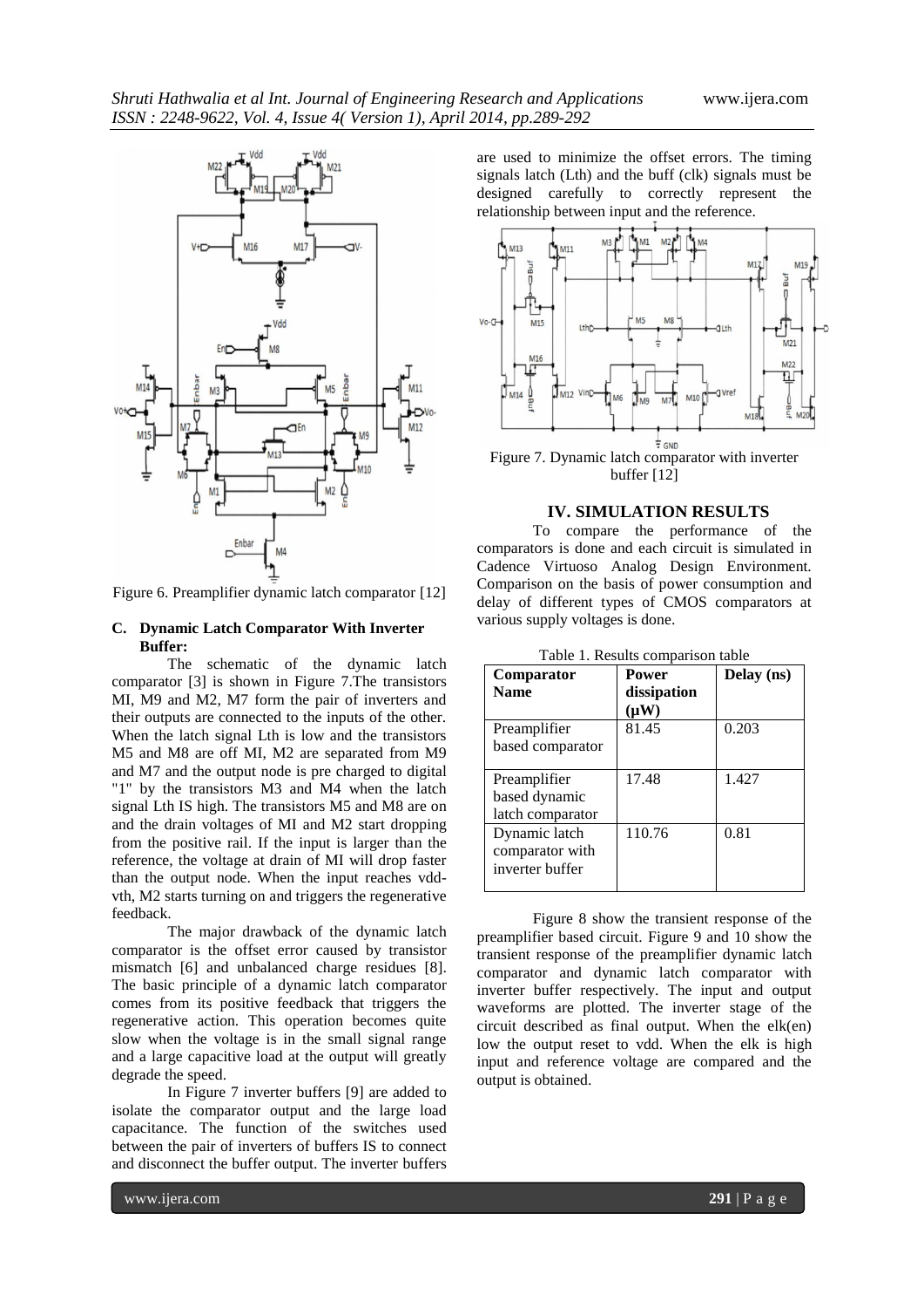Figure 6. Preamplifier dynamic latch comparator [12]

### C. Dynamic Latch Comparator With Inverter Buffer:

The schematic of the dynamic latch comparator [3] is shown in Figure 7.The transistors MI, M9 and M2, M7 form the pair of inverters and their outputs are connected to the inputs of the other. When the latch signal Lth is low and the transistors M5 and M8 are off MI, M2 are separated from M9 and M7 and the output node is pre charged to digital "1" by the transistors M3 and M4 when the latch signal Lth IS high. The transistors M5 and M8 are on and the drain voltages of MI and M2 start dropping from the positive rail. If the input is larger than the reference, the voltage at drain of MI will drop faster than the output node. When the input reaches vdd-vth, M2 starts turning on and triggers the regenerative feedback.

The major drawback of the dynamic latch comparator is the offset error caused by transistor mismatch [6] and unbalanced charge residues [8]. The basic principle of a dynamic latch comparator comes from its positive feedback that triggers the regenerative action. This operation becomes quite slow when the voltage is in the small signal range and a large capacitive load at the output will greatly degrade the speed.

In Figure 7 inverter buffers [9] are added to isolate the comparator output and the large load capacitance. The function of the switches used between the pair of inverters of buffers IS to connect and disconnect the buffer output. The inverter buffers are used to minimize the offset errors. The timing signals latch (Lth) and the buff (clk) signals must be designed carefully to correctly represent the relationship between input and the reference.

Figure 7. Dynamic latch comparator with inverter buffer [12]

## IV. SIMULATION RESULTS

To compare the performance of the comparators is done and each circuit is simulated in Cadence Virtuoso Analog Design Environment. Comparison on the basis of power consumption and delay of different types of CMOS comparators at various supply voltages is done.

Table 1. Results comparison table

| Comparator Name | Power dissipation (μW) | Delay (ns) |
|---|---|---|
| Preamplifier based comparator | 81.45 | 0.203 |
| Preamplifier based dynamic latch comparator | 17.48 | 1.427 |
| Dynamic latch comparator with inverter buffer | 110.76 | 0.81 |

Figure 8 show the transient response of the preamplifier based circuit. Figure 9 and 10 show the transient response of the preamplifier dynamic latch comparator and dynamic latch comparator with inverter buffer respectively. The input and output waveforms are plotted. The inverter stage of the circuit described as final output. When the elk(en) low the output reset to vdd. When the elk is high input and reference voltage are compared and the output is obtained.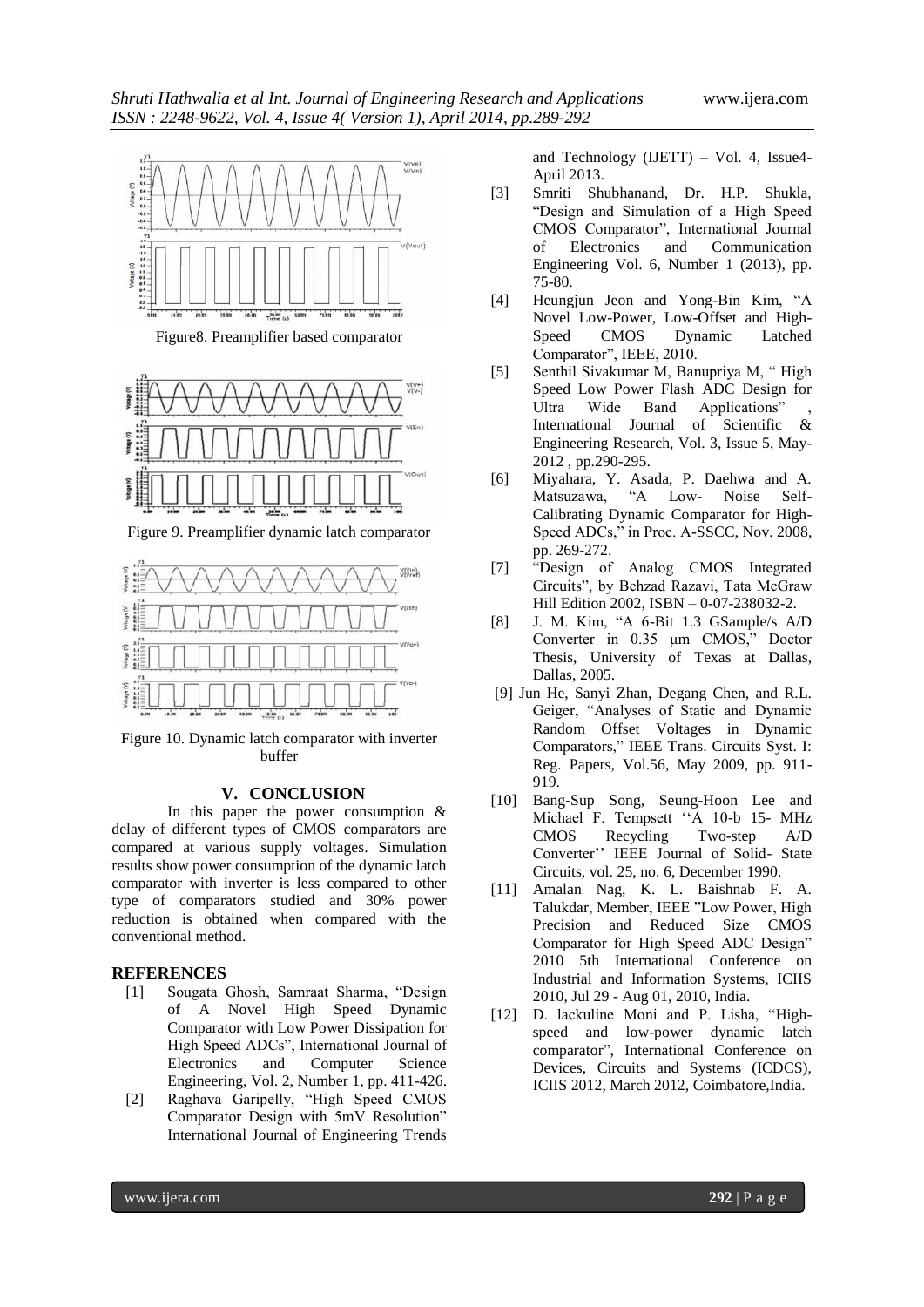V(Vp)
V(Vn)

V(Yout)

Figure8. Preamplifier based comparator

V(V+)
V(V-)

V(En)

V(Out)

Figure 9. Preamplifier dynamic latch comparator

V(Vin)
V(Vref)

V(Ltn)

V(Vo+)

V(Vo-)

Figure 10. Dynamic latch comparator with inverter buffer

## V. CONCLUSION

In this paper the power consumption & delay of different types of CMOS comparators are compared at various supply voltages. Simulation results show power consumption of the dynamic latch comparator with inverter is less compared to other type of comparators studied and 30% power reduction is obtained when compared with the conventional method.

## REFERENCES

[1] Sougata Ghosh, Samraat Sharma, "Design of A Novel High Speed Dynamic Comparator with Low Power Dissipation for High Speed ADCs", International Journal of Electronics and Computer Science Engineering, Vol. 2, Number 1, pp. 411-426.

[2] Raghava Garipelly, "High Speed CMOS Comparator Design with 5mV Resolution" International Journal of Engineering Trends and Technology (IJETT) – Vol. 4, Issue4- April 2013.

[3] Smriti Shubhanand, Dr. H.P. Shukla, "Design and Simulation of a High Speed CMOS Comparator", International Journal of Electronics and Communication Engineering Vol. 6, Number 1 (2013), pp. 75-80.

[4] Heungjun Jeon and Yong-Bin Kim, "A Novel Low-Power, Low-Offset and High-Speed CMOS Dynamic Latched Comparator", IEEE, 2010.

[5] Senthil Sivakumar M, Banupriya M, " High Speed Low Power Flash ADC Design for Ultra Wide Band Applications" , International Journal of Scientific & Engineering Research, Vol. 3, Issue 5, May-2012 , pp.290-295.

[6] Miyahara, Y. Asada, P. Daehwa and A. Matsuzawa, "A Low- Noise Self-Calibrating Dynamic Comparator for High-Speed ADCs," in Proc. A-SSCC, Nov. 2008, pp. 269-272.

[7] "Design of Analog CMOS Integrated Circuits", by Behzad Razavi, Tata McGraw Hill Edition 2002, ISBN – 0-07-238032-2.

[8] J. M. Kim, "A 6-Bit 1.3 GSample/s A/D Converter in 0.35 µm CMOS," Doctor Thesis, University of Texas at Dallas, Dallas, 2005.

[9] Jun He, Sanyi Zhan, Degang Chen, and R.L. Geiger, "Analyses of Static and Dynamic Random Offset Voltages in Dynamic Comparators," IEEE Trans. Circuits Syst. I: Reg. Papers, Vol.56, May 2009, pp. 911-919.

[10] Bang-Sup Song, Seung-Hoon Lee and Michael F. Tempsett ''A 10-b 15- MHz CMOS Recycling Two-step A/D Converter'' IEEE Journal of Solid- State Circuits, vol. 25, no. 6, December 1990.

[11] Amalan Nag, K. L. Baishnab F. A. Talukdar, Member, IEEE "Low Power, High Precision and Reduced Size CMOS Comparator for High Speed ADC Design" 2010 5th International Conference on Industrial and Information Systems, ICIIS 2010, Jul 29 - Aug 01, 2010, India.

[12] D. lackuline Moni and P. Lisha, "High-speed and low-power dynamic latch comparator", International Conference on Devices, Circuits and Systems (ICDCS), ICIIS 2012, March 2012, Coimbatore,India.